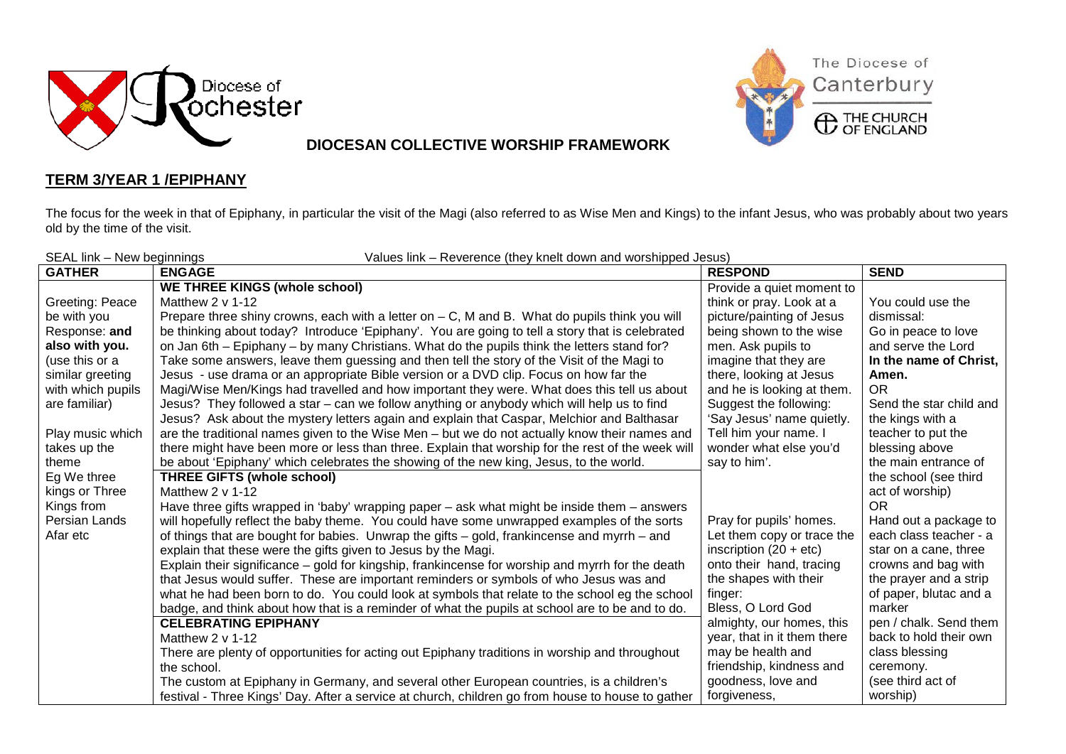Diocese of Rochester

The Diocese of Canterbury
THE CHURCH OF ENGLAND

## DIOCESAN COLLECTIVE WORSHIP FRAMEWORK

## TERM 3/YEAR 1 /EPIPHANY

The focus for the week in that of Epiphany, in particular the visit of the Magi (also referred to as Wise Men and Kings) to the infant Jesus, who was probably about two years old by the time of the visit.

SEAL link – New beginnings Values link – Reverence (they knelt down and worshipped Jesus)

| GATHER | ENGAGE | RESPOND | SEND |
|---|---|---|---|
| Greeting: Peace be with you<br>Response: **and also with you.**<br>(use this or a similar greeting with which pupils are familiar)<br><br>Play music which takes up the theme<br>Eg We three kings or Three Kings from Persian Lands Afar etc | **WE THREE KINGS (whole school)**<br>Matthew 2 v 1-12<br>Prepare three shiny crowns, each with a letter on – C, M and B. What do pupils think you will be thinking about today? Introduce 'Epiphany'. You are going to tell a story that is celebrated on Jan 6th – Epiphany – by many Christians. What do the pupils think the letters stand for? Take some answers, leave them guessing and then tell the story of the Visit of the Magi to Jesus - use drama or an appropriate Bible version or a DVD clip. Focus on how far the Magi/Wise Men/Kings had travelled and how important they were. What does this tell us about Jesus? They followed a star – can we follow anything or anybody which will help us to find Jesus? Ask about the mystery letters again and explain that Caspar, Melchior and Balthasar are the traditional names given to the Wise Men – but we do not actually know their names and there might have been more or less than three. Explain that worship for the rest of the week will be about 'Epiphany' which celebrates the showing of the new king, Jesus, to the world. | Provide a quiet moment to think or pray. Look at a picture/painting of Jesus being shown to the wise men. Ask pupils to imagine that they are there, looking at Jesus and he is looking at them. Suggest the following: 'Say Jesus' name quietly. Tell him your name. I wonder what else you'd say to him'. | You could use the dismissal:<br>Go in peace to love and serve the Lord<br>**In the name of Christ, Amen.**<br>OR<br>Send the star child and the kings with a teacher to put the blessing above the main entrance of the school (see third act of worship)<br>OR<br>Hand out a package to each class teacher - a star on a cane, three crowns and bag with the prayer and a strip of paper, blutac and a marker pen / chalk. Send them back to hold their own class blessing ceremony.<br>(see third act of worship) |
| | **THREE GIFTS (whole school)**<br>Matthew 2 v 1-12<br>Have three gifts wrapped in 'baby' wrapping paper – ask what might be inside them – answers will hopefully reflect the baby theme. You could have some unwrapped examples of the sorts of things that are bought for babies. Unwrap the gifts – gold, frankincense and myrrh – and explain that these were the gifts given to Jesus by the Magi.<br>Explain their significance – gold for kingship, frankincense for worship and myrrh for the death that Jesus would suffer. These are important reminders or symbols of who Jesus was and what he had been born to do. You could look at symbols that relate to the school eg the school badge, and think about how that is a reminder of what the pupils at school are to be and to do. | Pray for pupils' homes. Let them copy or trace the inscription (20 + etc) onto their hand, tracing the shapes with their finger:<br>Bless, O Lord God almighty, our homes, this year, that in it them there may be health and friendship, kindness and goodness, love and forgiveness, | |
| | **CELEBRATING EPIPHANY**<br>Matthew 2 v 1-12<br>There are plenty of opportunities for acting out Epiphany traditions in worship and throughout the school.<br>The custom at Epiphany in Germany, and several other European countries, is a children's festival - Three Kings' Day. After a service at church, children go from house to house to gather | | |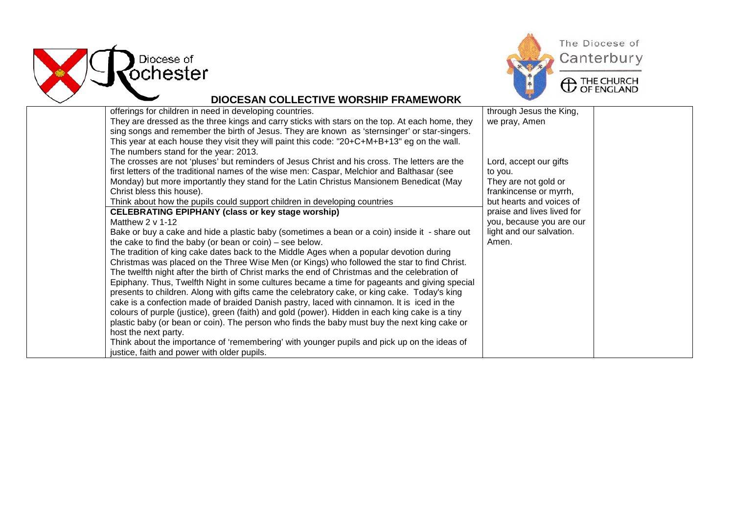**DIOCESAN COLLECTIVE WORSHIP FRAMEWORK**

| | | | |
|---|---|---|---|
| | offerings for children in need in developing countries.<br>They are dressed as the three kings and carry sticks with stars on the top. At each home, they sing songs and remember the birth of Jesus. They are known as 'sternsinger' or star-singers.<br>This year at each house they visit they will paint this code: "20+C+M+B+13" eg on the wall.<br>The numbers stand for the year: 2013.<br>The crosses are not 'pluses' but reminders of Jesus Christ and his cross. The letters are the first letters of the traditional names of the wise men: Caspar, Melchior and Balthasar (see Monday) but more importantly they stand for the Latin Christus Mansionem Benedicat (May Christ bless this house).<br>Think about how the pupils could support children in developing countries | through Jesus the King, we pray, Amen<br><br>Lord, accept our gifts to you.<br>They are not gold or frankincense or myrrh, but hearts and voices of praise and lives lived for you, because you are our light and our salvation.<br>Amen. | |
| | **CELEBRATING EPIPHANY (class or key stage worship)**<br>Matthew 2 v 1-12<br>Bake or buy a cake and hide a plastic baby (sometimes a bean or a coin) inside it - share out the cake to find the baby (or bean or coin) – see below.<br>The tradition of king cake dates back to the Middle Ages when a popular devotion during Christmas was placed on the Three Wise Men (or Kings) who followed the star to find Christ. The twelfth night after the birth of Christ marks the end of Christmas and the celebration of Epiphany. Thus, Twelfth Night in some cultures became a time for pageants and giving special presents to children. Along with gifts came the celebratory cake, or king cake. Today's king cake is a confection made of braided Danish pastry, laced with cinnamon. It is iced in the colours of purple (justice), green (faith) and gold (power). Hidden in each king cake is a tiny plastic baby (or bean or coin). The person who finds the baby must buy the next king cake or host the next party.<br>Think about the importance of 'remembering' with younger pupils and pick up on the ideas of justice, faith and power with older pupils. | | |